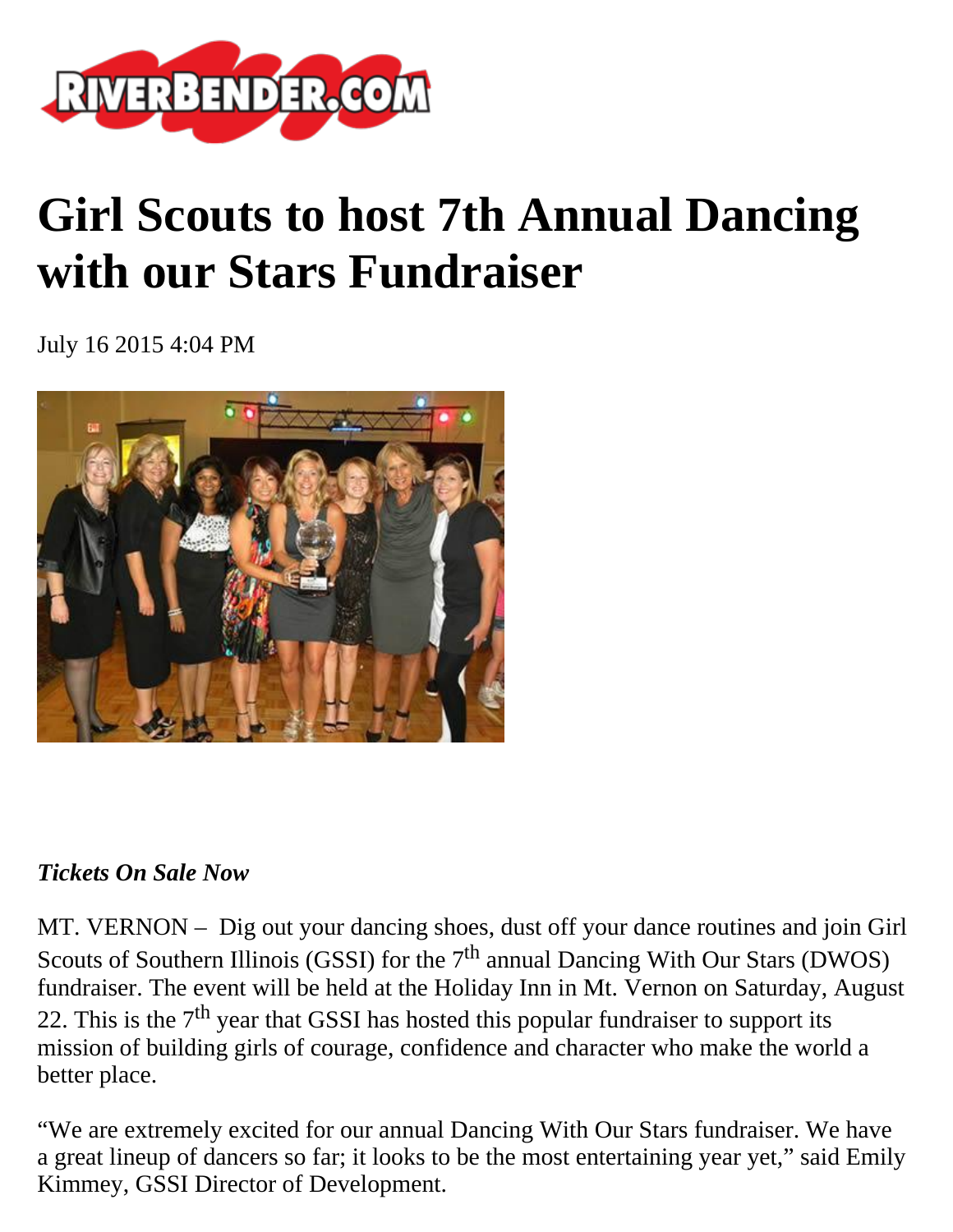# Girl Scouts to host 7th Annual Dancing with our Stars Fundraiser

July 16 2015 4:04 PM

***Tickets On Sale Now***

MT. VERNON – Dig out your dancing shoes, dust off your dance routines and join Girl Scouts of Southern Illinois (GSSI) for the 7th annual Dancing With Our Stars (DWOS) fundraiser. The event will be held at the Holiday Inn in Mt. Vernon on Saturday, August 22. This is the 7th year that GSSI has hosted this popular fundraiser to support its mission of building girls of courage, confidence and character who make the world a better place.

"We are extremely excited for our annual Dancing With Our Stars fundraiser. We have a great lineup of dancers so far; it looks to be the most entertaining year yet," said Emily Kimmey, GSSI Director of Development.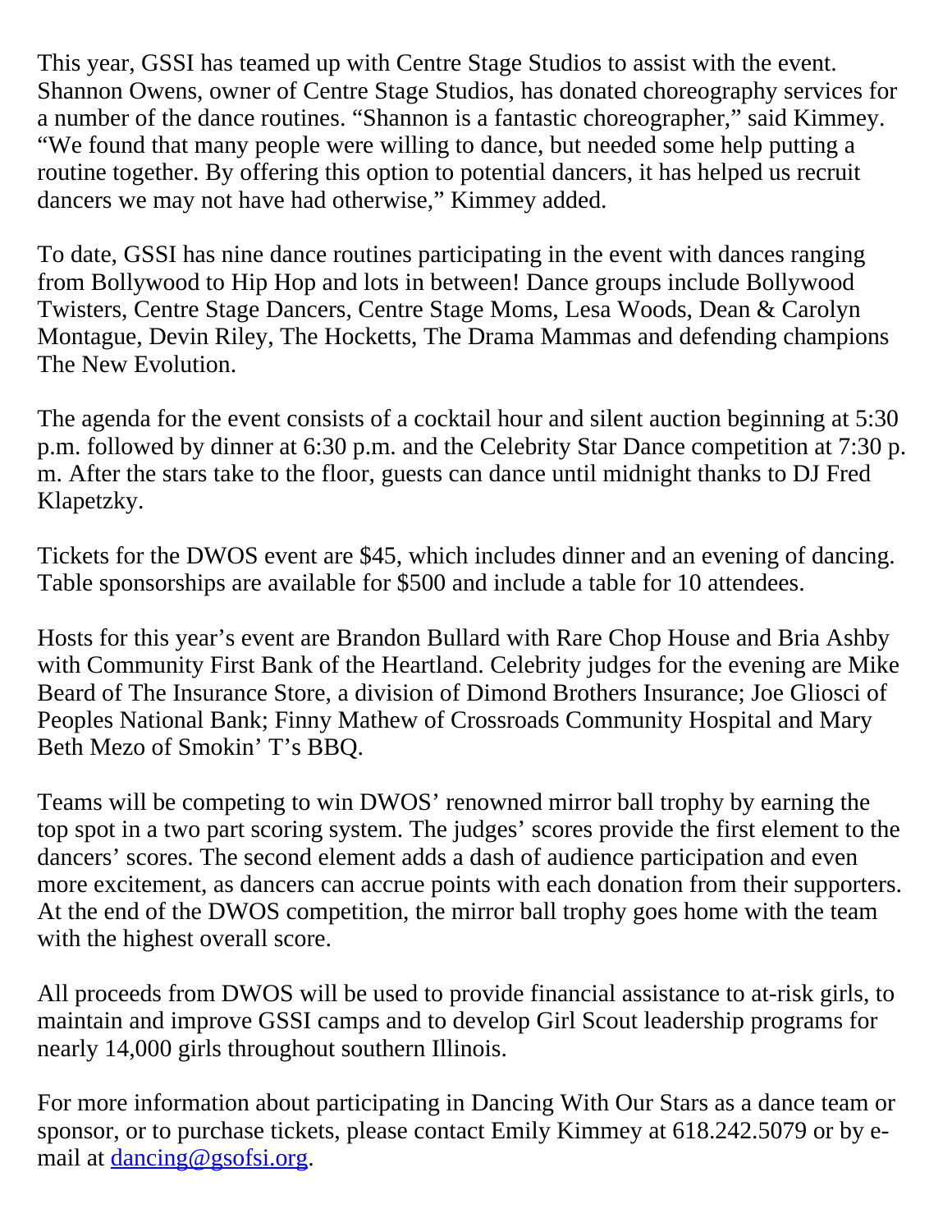This year, GSSI has teamed up with Centre Stage Studios to assist with the event. Shannon Owens, owner of Centre Stage Studios, has donated choreography services for a number of the dance routines. “Shannon is a fantastic choreographer,” said Kimmey. “We found that many people were willing to dance, but needed some help putting a routine together. By offering this option to potential dancers, it has helped us recruit dancers we may not have had otherwise,” Kimmey added.

To date, GSSI has nine dance routines participating in the event with dances ranging from Bollywood to Hip Hop and lots in between! Dance groups include Bollywood Twisters, Centre Stage Dancers, Centre Stage Moms, Lesa Woods, Dean & Carolyn Montague, Devin Riley, The Hocketts, The Drama Mammas and defending champions The New Evolution.

The agenda for the event consists of a cocktail hour and silent auction beginning at 5:30 p.m. followed by dinner at 6:30 p.m. and the Celebrity Star Dance competition at 7:30 p.m. After the stars take to the floor, guests can dance until midnight thanks to DJ Fred Klapetzky.

Tickets for the DWOS event are $45, which includes dinner and an evening of dancing. Table sponsorships are available for $500 and include a table for 10 attendees.

Hosts for this year’s event are Brandon Bullard with Rare Chop House and Bria Ashby with Community First Bank of the Heartland. Celebrity judges for the evening are Mike Beard of The Insurance Store, a division of Dimond Brothers Insurance; Joe Gliosci of Peoples National Bank; Finny Mathew of Crossroads Community Hospital and Mary Beth Mezo of Smokin’ T’s BBQ.

Teams will be competing to win DWOS’ renowned mirror ball trophy by earning the top spot in a two part scoring system. The judges’ scores provide the first element to the dancers’ scores. The second element adds a dash of audience participation and even more excitement, as dancers can accrue points with each donation from their supporters. At the end of the DWOS competition, the mirror ball trophy goes home with the team with the highest overall score.

All proceeds from DWOS will be used to provide financial assistance to at-risk girls, to maintain and improve GSSI camps and to develop Girl Scout leadership programs for nearly 14,000 girls throughout southern Illinois.

For more information about participating in Dancing With Our Stars as a dance team or sponsor, or to purchase tickets, please contact Emily Kimmey at 618.242.5079 or by e-mail at [dancing@gsofsi.org](mailto:dancing@gsofsi.org).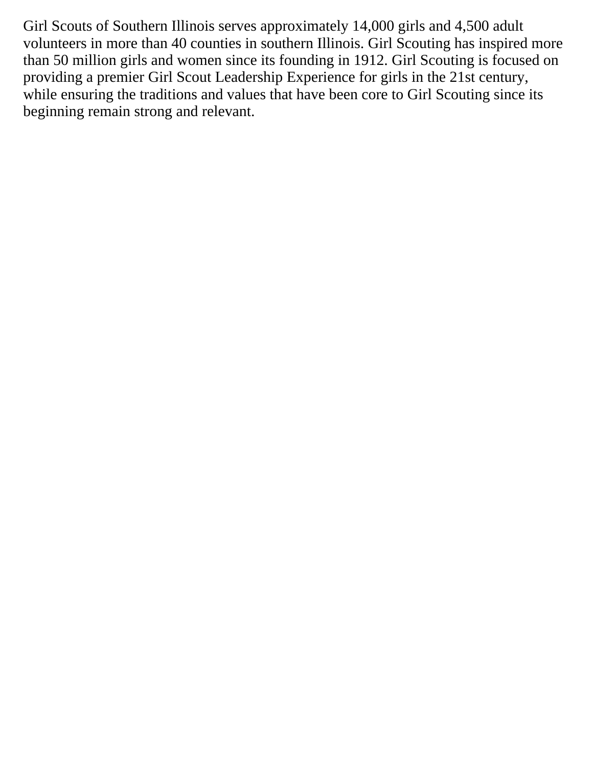Girl Scouts of Southern Illinois serves approximately 14,000 girls and 4,500 adult volunteers in more than 40 counties in southern Illinois. Girl Scouting has inspired more than 50 million girls and women since its founding in 1912. Girl Scouting is focused on providing a premier Girl Scout Leadership Experience for girls in the 21st century, while ensuring the traditions and values that have been core to Girl Scouting since its beginning remain strong and relevant.